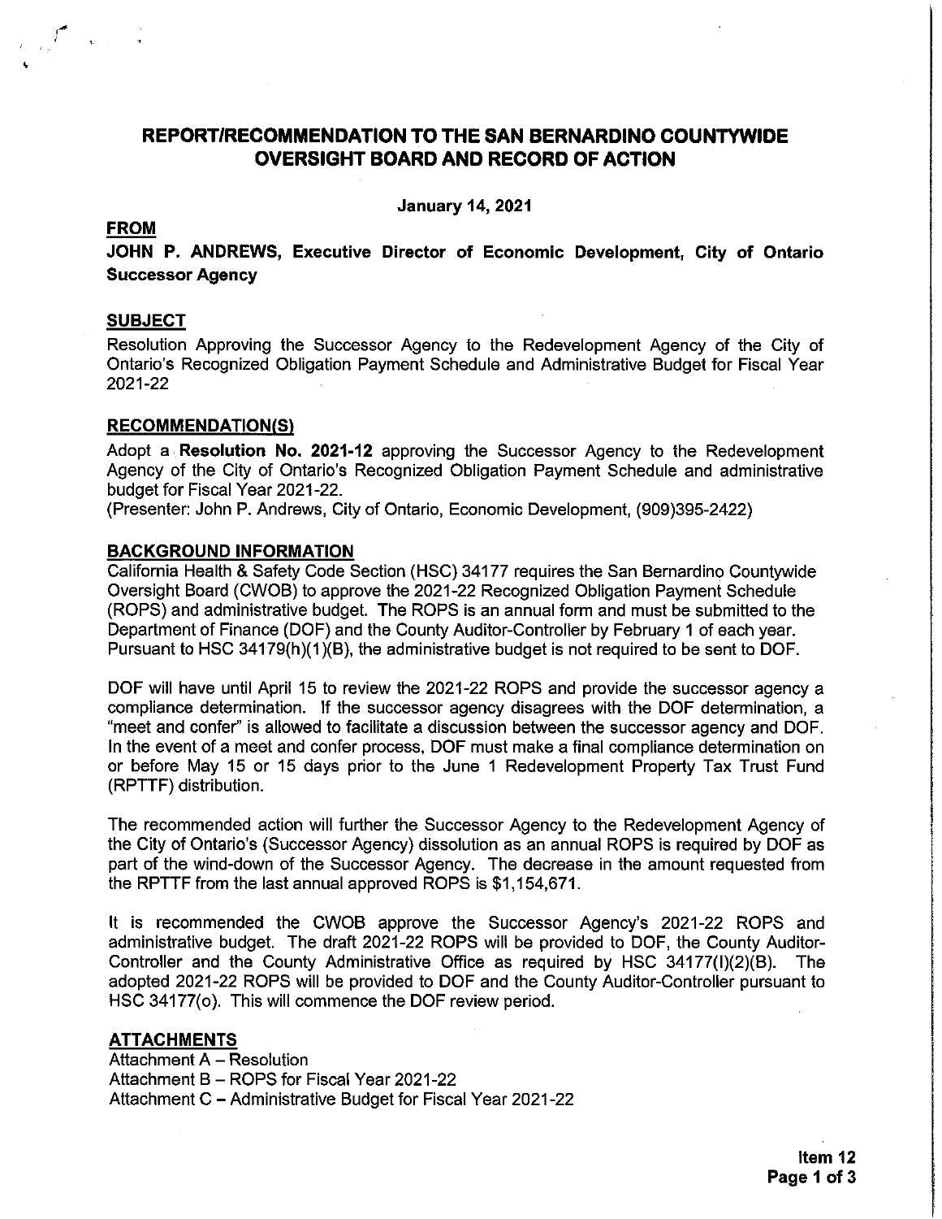# REPORT/RECOMMENDATION TO THE SAN BERNARDINO COUNTYWIDE OVERSIGHT BOARD AND RECORD OF ACTION

**January 14, 2021**

## FROM

**JOHN P. ANDREWS, Executive Director of Economic Development, City of Ontario Successor Agency**

## SUBJECT

Resolution Approving the Successor Agency to the Redevelopment Agency of the City of Ontario's Recognized Obligation Payment Schedule and Administrative Budget for Fiscal Year 2021-22

## RECOMMENDATION(S)

Adopt a **Resolution No. 2021-12** approving the Successor Agency to the Redevelopment Agency of the City of Ontario's Recognized Obligation Payment Schedule and administrative budget for Fiscal Year 2021-22.

(Presenter: John P. Andrews, City of Ontario, Economic Development, (909)395-2422)

## BACKGROUND INFORMATION

California Health & Safety Code Section (HSC) 34177 requires the San Bernardino Countywide Oversight Board (CWOB) to approve the 2021-22 Recognized Obligation Payment Schedule (ROPS) and administrative budget. The ROPS is an annual form and must be submitted to the Department of Finance (DOF) and the County Auditor-Controller by February 1 of each year. Pursuant to HSC 34179(h)(1)(B), the administrative budget is not required to be sent to DOF.

DOF will have until April 15 to review the 2021-22 ROPS and provide the successor agency a compliance determination. If the successor agency disagrees with the DOF determination, a "meet and confer" is allowed to facilitate a discussion between the successor agency and DOF. In the event of a meet and confer process, DOF must make a final compliance determination on or before May 15 or 15 days prior to the June 1 Redevelopment Property Tax Trust Fund (RPTTF) distribution.

The recommended action will further the Successor Agency to the Redevelopment Agency of the City of Ontario's (Successor Agency) dissolution as an annual ROPS is required by DOF as part of the wind-down of the Successor Agency. The decrease in the amount requested from the RPTTF from the last annual approved ROPS is $1,154,671.

It is recommended the CWOB approve the Successor Agency's 2021-22 ROPS and administrative budget. The draft 2021-22 ROPS will be provided to DOF, the County Auditor-Controller and the County Administrative Office as required by HSC 34177(l)(2)(B). The adopted 2021-22 ROPS will be provided to DOF and the County Auditor-Controller pursuant to HSC 34177(o). This will commence the DOF review period.

## ATTACHMENTS

Attachment A – Resolution
Attachment B – ROPS for Fiscal Year 2021-22
Attachment C – Administrative Budget for Fiscal Year 2021-22

**Item 12**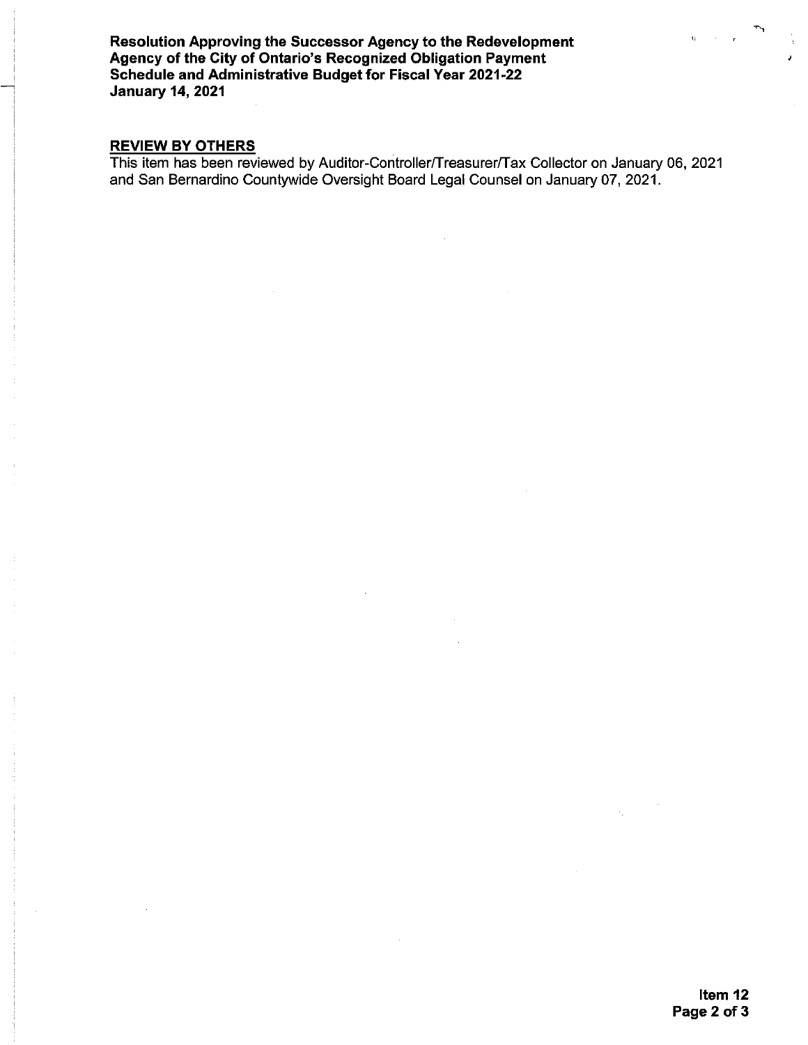## REVIEW BY OTHERS

This item has been reviewed by Auditor-Controller/Treasurer/Tax Collector on January 06, 2021 and San Bernardino Countywide Oversight Board Legal Counsel on January 07, 2021.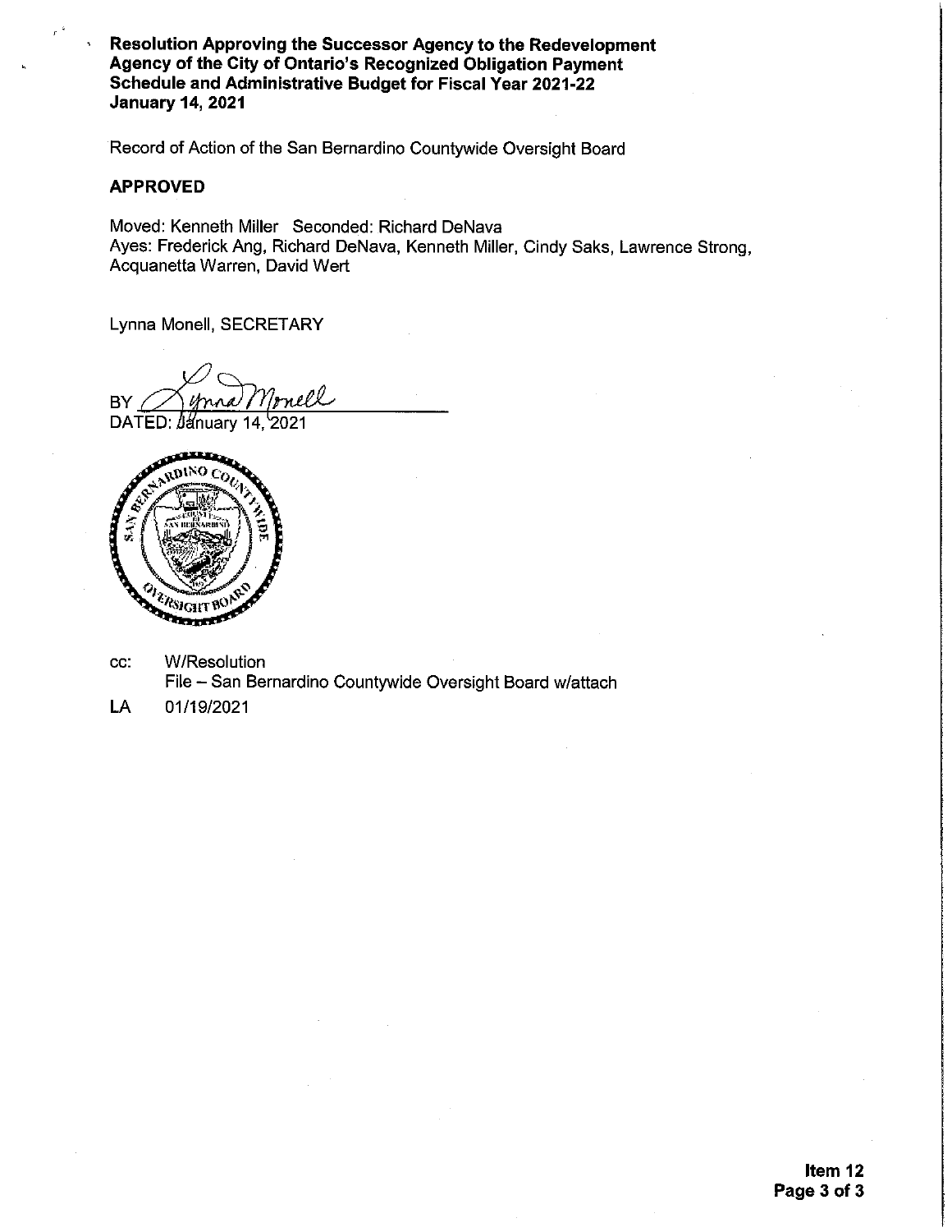**Resolution Approving the Successor Agency to the Redevelopment Agency of the City of Ontario's Recognized Obligation Payment Schedule and Administrative Budget for Fiscal Year 2021-22**
**January 14, 2021**

Record of Action of the San Bernardino Countywide Oversight Board

**APPROVED**

Moved: Kenneth Miller Seconded: Richard DeNava
Ayes: Frederick Ang, Richard DeNava, Kenneth Miller, Cindy Saks, Lawrence Strong, Acquanetta Warren, David Wert

Lynna Monell, SECRETARY

BY Lynna Monell

DATED: January 14, 2021

cc: W/Resolution
File – San Bernardino Countywide Oversight Board w/attach

LA 01/19/2021

Item 12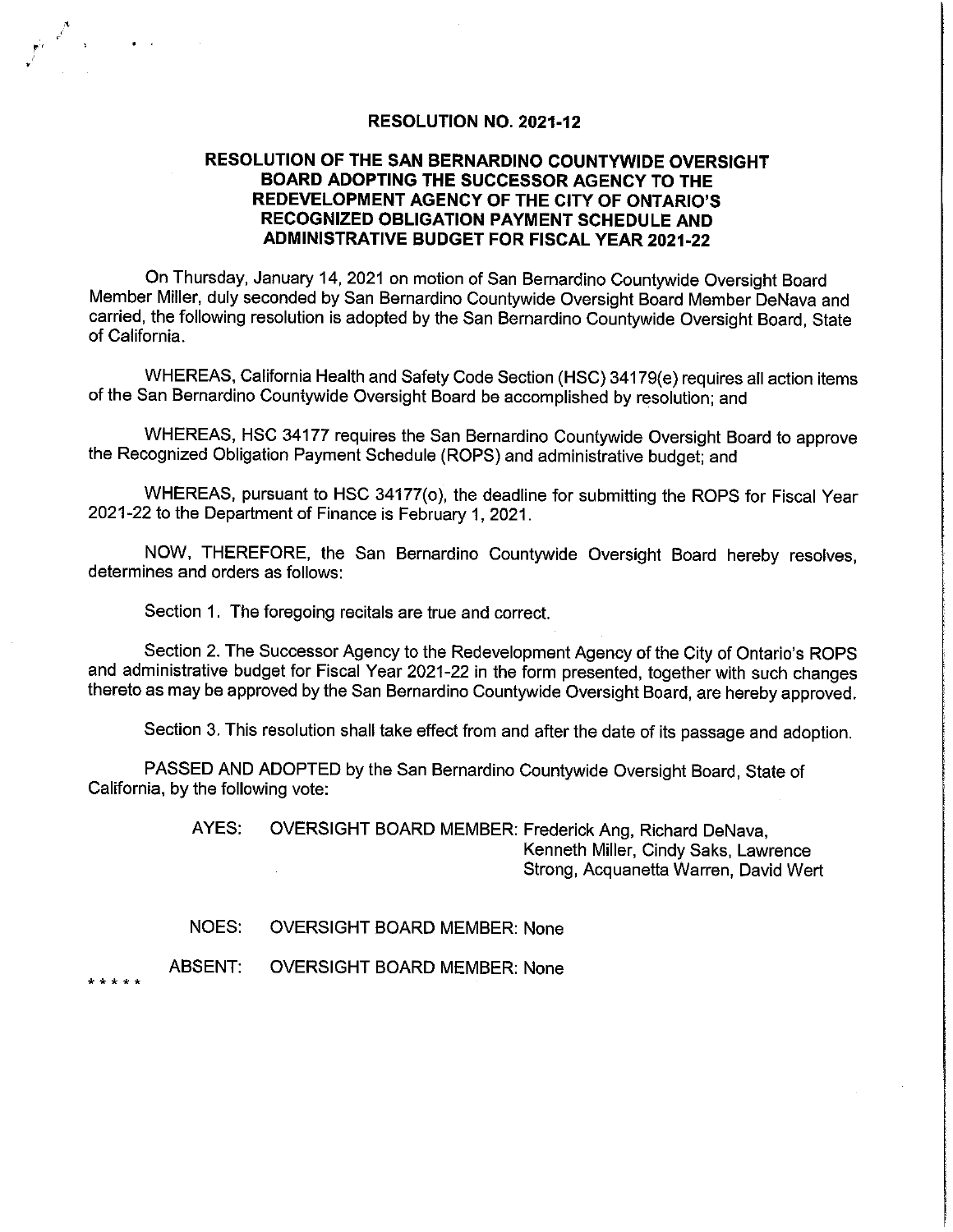**RESOLUTION NO. 2021-12**

**RESOLUTION OF THE SAN BERNARDINO COUNTYWIDE OVERSIGHT BOARD ADOPTING THE SUCCESSOR AGENCY TO THE REDEVELOPMENT AGENCY OF THE CITY OF ONTARIO'S RECOGNIZED OBLIGATION PAYMENT SCHEDULE AND ADMINISTRATIVE BUDGET FOR FISCAL YEAR 2021-22**

On Thursday, January 14, 2021 on motion of San Bernardino Countywide Oversight Board Member Miller, duly seconded by San Bernardino Countywide Oversight Board Member DeNava and carried, the following resolution is adopted by the San Bernardino Countywide Oversight Board, State of California.

WHEREAS, California Health and Safety Code Section (HSC) 34179(e) requires all action items of the San Bernardino Countywide Oversight Board be accomplished by resolution; and

WHEREAS, HSC 34177 requires the San Bernardino Countywide Oversight Board to approve the Recognized Obligation Payment Schedule (ROPS) and administrative budget; and

WHEREAS, pursuant to HSC 34177(o), the deadline for submitting the ROPS for Fiscal Year 2021-22 to the Department of Finance is February 1, 2021.

NOW, THEREFORE, the San Bernardino Countywide Oversight Board hereby resolves, determines and orders as follows:

Section 1. The foregoing recitals are true and correct.

Section 2. The Successor Agency to the Redevelopment Agency of the City of Ontario's ROPS and administrative budget for Fiscal Year 2021-22 in the form presented, together with such changes thereto as may be approved by the San Bernardino Countywide Oversight Board, are hereby approved.

Section 3. This resolution shall take effect from and after the date of its passage and adoption.

PASSED AND ADOPTED by the San Bernardino Countywide Oversight Board, State of California, by the following vote:

AYES: OVERSIGHT BOARD MEMBER: Frederick Ang, Richard DeNava, Kenneth Miller, Cindy Saks, Lawrence Strong, Acquanetta Warren, David Wert

NOES: OVERSIGHT BOARD MEMBER: None

ABSENT: OVERSIGHT BOARD MEMBER: None

* * * * *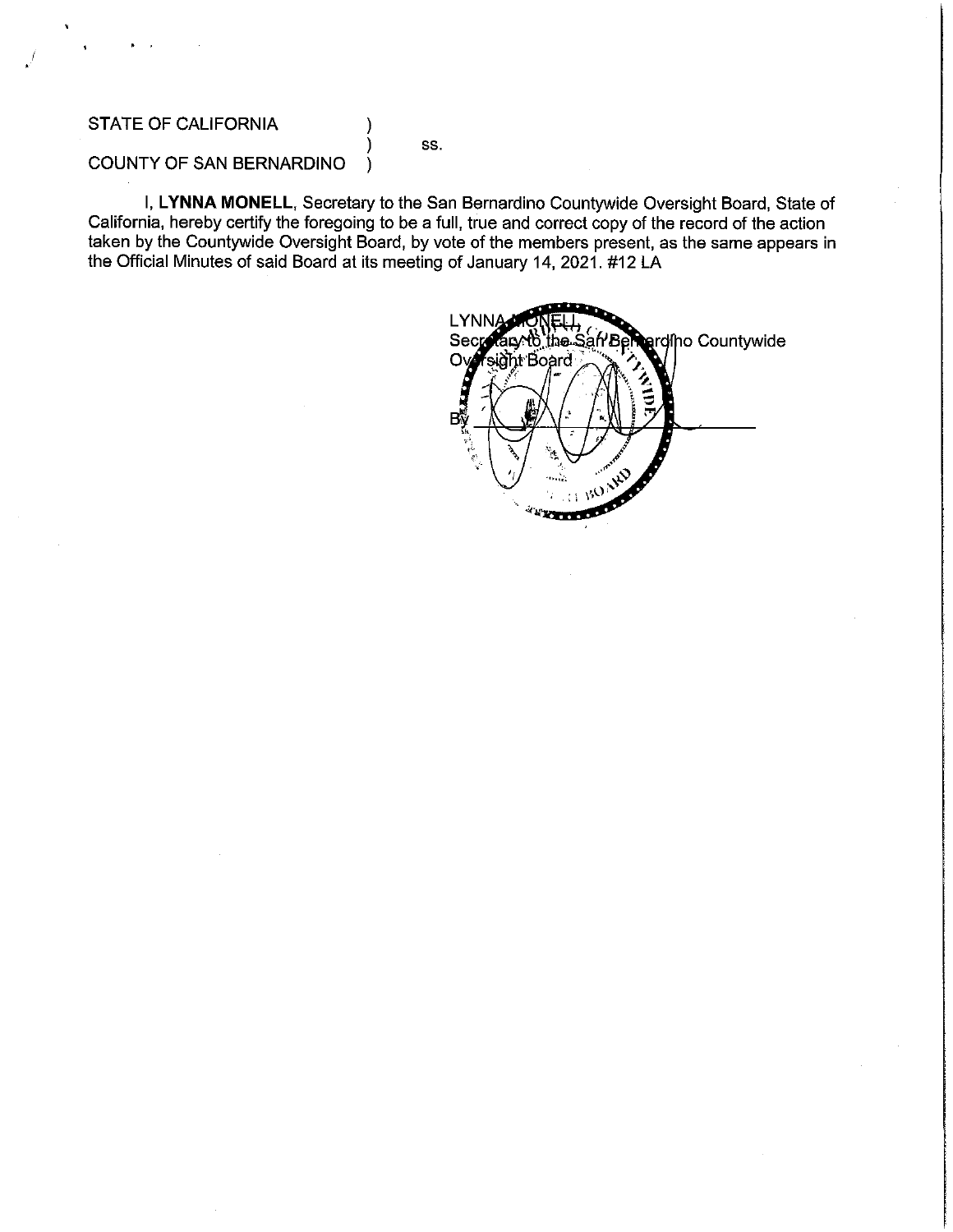STATE OF CALIFORNIA )
) ss.
COUNTY OF SAN BERNARDINO )

I, **LYNNA MONELL**, Secretary to the San Bernardino Countywide Oversight Board, State of California, hereby certify the foregoing to be a full, true and correct copy of the record of the action taken by the Countywide Oversight Board, by vote of the members present, as the same appears in the Official Minutes of said Board at its meeting of January 14, 2021. #12 LA

LYNNA MONELL,
Secretary to the San Bernardino Countywide Oversight Board

By ______________________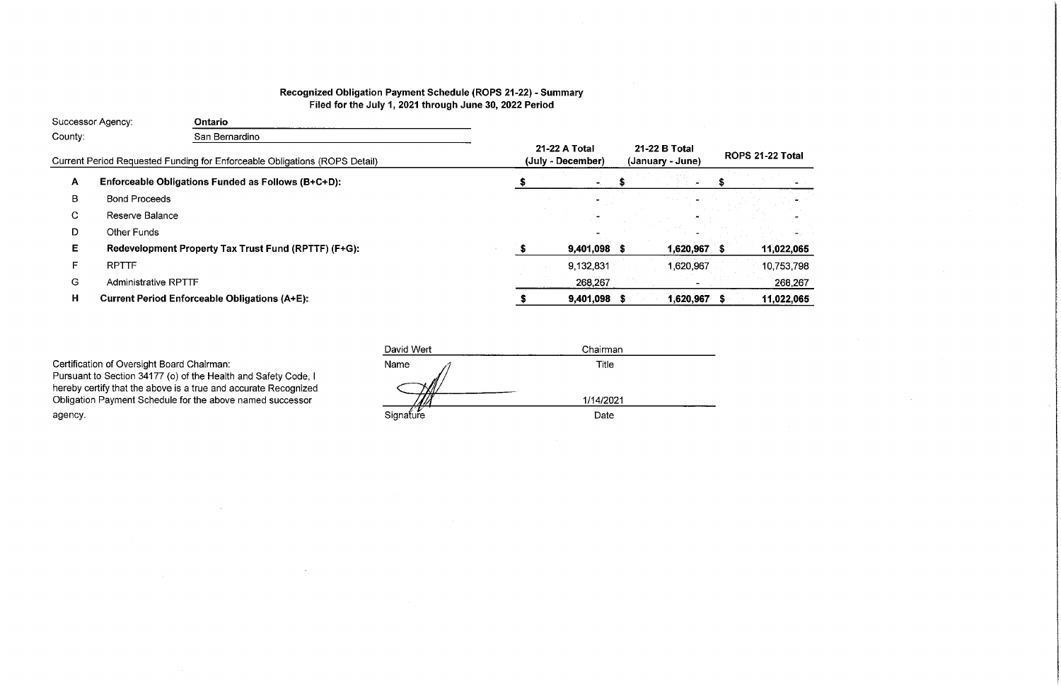**Recognized Obligation Payment Schedule (ROPS 21-22) - Summary**
**Filed for the July 1, 2021 through June 30, 2022 Period**

Successor Agency: **Ontario**

County: San Bernardino

| | Current Period Requested Funding for Enforceable Obligations (ROPS Detail) | 21-22 A Total (July - December) | 21-22 B Total (January - June) | ROPS 21-22 Total |
|---|---|---|---|---|
| **A** | **Enforceable Obligations Funded as Follows (B+C+D):** | **$ -** | **$ -** | **$ -** |
| B | Bond Proceeds | - | - | - |
| C | Reserve Balance | - | - | - |
| D | Other Funds | - | - | - |
| **E** | **Redevelopment Property Tax Trust Fund (RPTTF) (F+G):** | **$ 9,401,098** | **$ 1,620,967** | **$ 11,022,065** |
| F | RPTTF | 9,132,831 | 1,620,967 | 10,753,798 |
| G | Administrative RPTTF | 268,267 | - | 268,267 |
| **H** | **Current Period Enforceable Obligations (A+E):** | **$ 9,401,098** | **$ 1,620,967** | **$ 11,022,065** |

Certification of Oversight Board Chairman:
Pursuant to Section 34177 (o) of the Health and Safety Code, I hereby certify that the above is a true and accurate Recognized Obligation Payment Schedule for the above named successor agency.

| David Wert | Chairman |
|---|---|
| Name | Title |
| | 1/14/2021 |
| Signature | Date |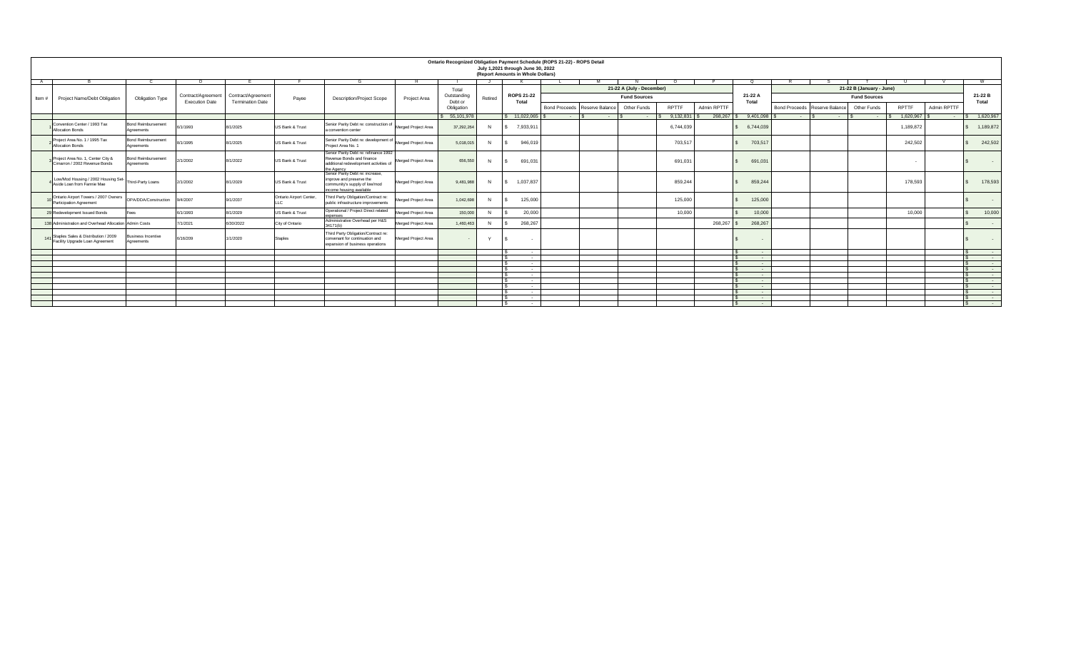# Ontario Recognized Obligation Payment Schedule (ROPS 21-22) - ROPS Detail

## July 1,2021 through June 30, 2022

### (Report Amounts in Whole Dollars)

| A | B | C | D | E | F | G | H | I | J | K | L | M | N | O | P | Q | R | S | T | U | V | W |
|---|---|---|---|---|---|---|---|---|---|---|---|---|---|---|---|---|---|---|---|---|---|---|
| Item # | Project Name/Debt Obligation | Obligation Type | Contract/Agreement Execution Date | Contract/Agreement Termination Date | Payee | Description/Project Scope | Project Area | Total Outstanding Debt or Obligation | Retired | ROPS 21-22 Total | 21-22 A (July - December) | | | | | 21-22 A Total | 21-22 B (January - June) | | | | | 21-22 B Total |
| | | | | | | | | | | | Fund Sources | | | | | | Fund Sources | | | | | |
| | | | | | | | | | | | Bond Proceeds | Reserve Balance | Other Funds | RPTTF | Admin RPTTF | | Bond Proceeds | Reserve Balance | Other Funds | RPTTF | Admin RPTTF | |
| | | | | | | | | $ 55,101,978 | | $ 11,022,065 | $ - | $ - | $ - | $ 9,132,831 | $ 268,267 | $ 9,401,098 | $ - | $ - | $ - | $ 1,620,967 | $ - | $ 1,620,967 |
| 1 | Convention Center / 1993 Tax Allocation Bonds | Bond Reimbursement Agreements | 6/1/1993 | 8/1/2025 | US Bank & Trust | Senior Parity Debt re: construction of a convention center | Merged Project Area | 37,292,264 | N | $ 7,933,911 | | | | 6,744,039 | | $ 6,744,039 | | | | 1,189,872 | | $ 1,189,872 |
| 2 | Project Area No. 1 / 1995 Tax Allocation Bonds | Bond Reimbursement Agreements | 8/1/1995 | 8/1/2025 | US Bank & Trust | Senior Parity Debt re: development of Project Area No. 1 | Merged Project Area | 5,018,015 | N | $ 946,019 | | | | 703,517 | | $ 703,517 | | | | 242,502 | | $ 242,502 |
| 3 | Project Area No. 1, Center City & Cimarron / 2002 Revenue Bonds | Bond Reimbursement Agreements | 2/1/2002 | 8/1/2022 | US Bank & Trust | Senior Parity Debt re: refinance 1992 Revenue Bonds and finance additional redevelopment activities of the Agency | Merged Project Area | 656,550 | N | $ 691,031 | | | | 691,031 | | $ 691,031 | | | | - | | $ - |
| 4 | Low/Mod Housing / 2002 Housing Set-Aside Loan from Fannie Mae | Third-Party Loans | 2/1/2002 | 8/1/2029 | US Bank & Trust | Senior Parity Debt re: increase, improve and preserve the community's supply of low/mod income housing available | Merged Project Area | 9,461,988 | N | $ 1,037,837 | | | | 859,244 | | $ 859,244 | | | | 178,593 | | $ 178,593 |
| 10 | Ontario Airport Towers / 2007 Owners Participation Agreement | OPA/DDA/Construction | 9/4/2007 | 9/1/2037 | Ontario Airport Center, LLC | Third Party Obligation/Contract re: public infrastructure improvements | Merged Project Area | 1,042,698 | N | $ 125,000 | | | | 125,000 | | $ 125,000 | | | | | | $ - |
| 29 | Redevelopment Issued Bonds | Fees | 6/1/1993 | 8/1/2029 | US Bank & Trust | Operational / Project Direct related expenses | Merged Project Area | 150,000 | N | $ 20,000 | | | | 10,000 | | $ 10,000 | | | | 10,000 | | $ 10,000 |
| 138 | Administration and Overhead Allocation | Admin Costs | 7/1/2021 | 6/30/2022 | City of Ontario | Administrative Overhead per H&S 34171(b) | Merged Project Area | 1,480,463 | N | $ 268,267 | | | | | 268,267 | $ 268,267 | | | | | | $ - |
| 141 | Staples Sales & Distribution / 2009 Facility Upgrade Loan Agreement | Business Incentive Agreements | 6/16/209 | 1/1/2020 | Staples | Third Party Obligation/Contract re: convenant for continuation and expansion of business operations | Merged Project Area | - | Y | $ - | | | | | | $ - | | | | | | $ - |
| | | | | | | | | | | $ - | | | | | | $ - | | | | | | $ - |
| | | | | | | | | | | $ - | | | | | | $ - | | | | | | $ - |
| | | | | | | | | | | $ - | | | | | | $ - | | | | | | $ - |
| | | | | | | | | | | $ - | | | | | | $ - | | | | | | $ - |
| | | | | | | | | | | $ - | | | | | | $ - | | | | | | $ - |
| | | | | | | | | | | $ - | | | | | | $ - | | | | | | $ - |
| | | | | | | | | | | $ - | | | | | | $ - | | | | | | $ - |
| | | | | | | | | | | $ - | | | | | | $ - | | | | | | $ - |
| | | | | | | | | | | $ - | | | | | | $ - | | | | | | $ - |
| | | | | | | | | | | $ - | | | | | | $ - | | | | | | $ - |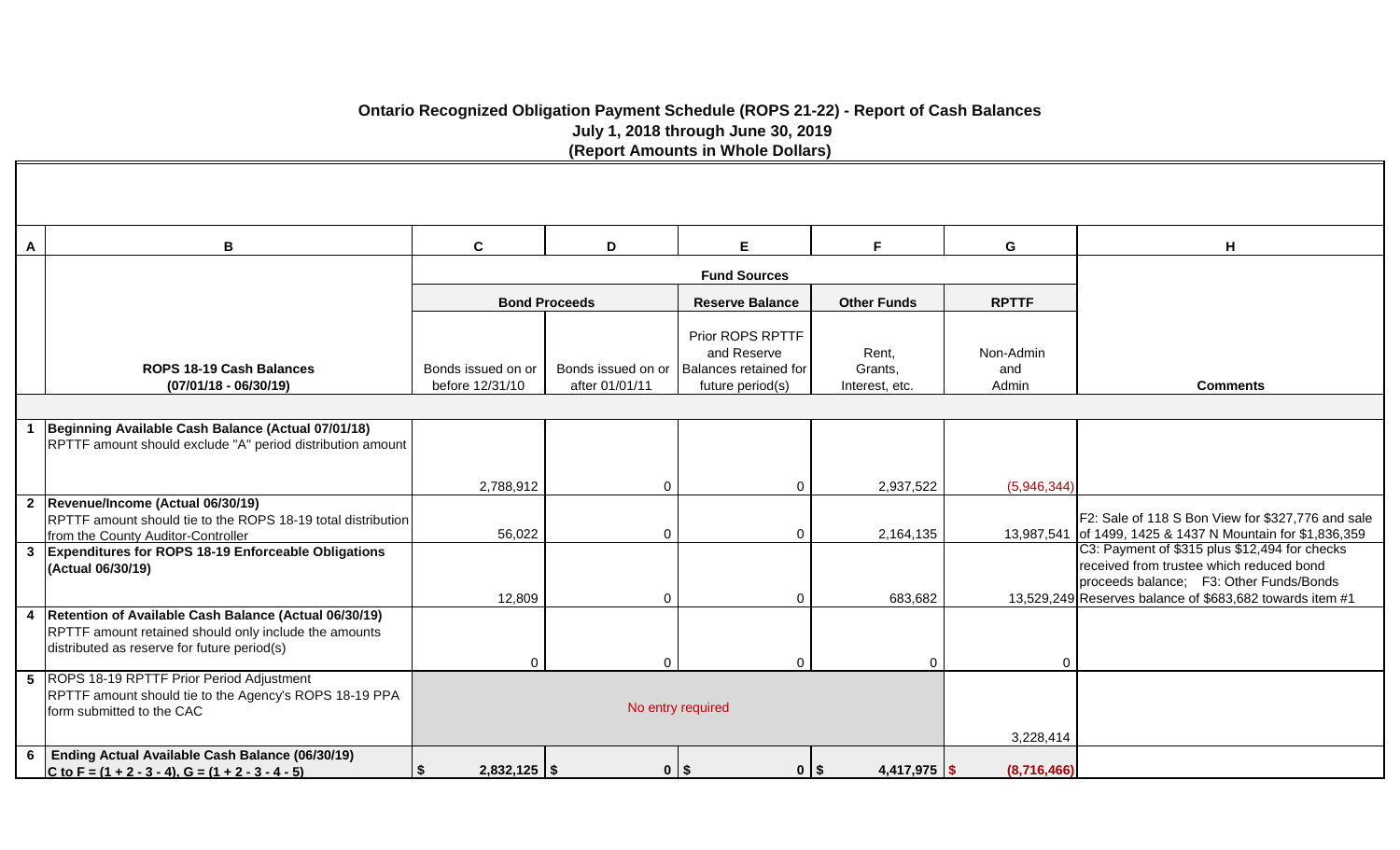# Ontario Recognized Obligation Payment Schedule (ROPS 21-22) - Report of Cash Balances

**July 1, 2018 through June 30, 2019**

**(Report Amounts in Whole Dollars)**

| A | B | C | D | E | F | G | H |
|---|---|---|---|---|---|---|---|
| | | **Fund Sources** | | | | | |
| | | **Bond Proceeds** | | **Reserve Balance** | **Other Funds** | **RPTTF** | |
| | **ROPS 18-19 Cash Balances (07/01/18 - 06/30/19)** | Bonds issued on or before 12/31/10 | Bonds issued on or after 01/01/11 | Prior ROPS RPTTF and Reserve Balances retained for future period(s) | Rent, Grants, Interest, etc. | Non-Admin and Admin | **Comments** |
| 1 | **Beginning Available Cash Balance (Actual 07/01/18)** RPTTF amount should exclude "A" period distribution amount | 2,788,912 | 0 | 0 | 2,937,522 | (5,946,344) | |
| 2 | **Revenue/Income (Actual 06/30/19)** RPTTF amount should tie to the ROPS 18-19 total distribution from the County Auditor-Controller | 56,022 | 0 | 0 | 2,164,135 | 13,987,541 | F2: Sale of 118 S Bon View for $327,776 and sale of 1499, 1425 & 1437 N Mountain for $1,836,359 |
| 3 | **Expenditures for ROPS 18-19 Enforceable Obligations (Actual 06/30/19)** | 12,809 | 0 | 0 | 683,682 | 13,529,249 | C3: Payment of $315 plus $12,494 for checks received from trustee which reduced bond proceeds balance; F3: Other Funds/Bonds Reserves balance of $683,682 towards item #1 |
| 4 | **Retention of Available Cash Balance (Actual 06/30/19)** RPTTF amount retained should only include the amounts distributed as reserve for future period(s) | 0 | 0 | 0 | 0 | 0 | |
| 5 | ROPS 18-19 RPTTF Prior Period Adjustment RPTTF amount should tie to the Agency's ROPS 18-19 PPA form submitted to the CAC | No entry required | | | | 3,228,414 | |
| 6 | **Ending Actual Available Cash Balance (06/30/19)** **C to F = (1 + 2 - 3 - 4), G = (1 + 2 - 3 - 4 - 5)** | **$ 2,832,125** | **$ 0** | **$ 0** | **$ 4,417,975** | **$ (8,716,466)** | |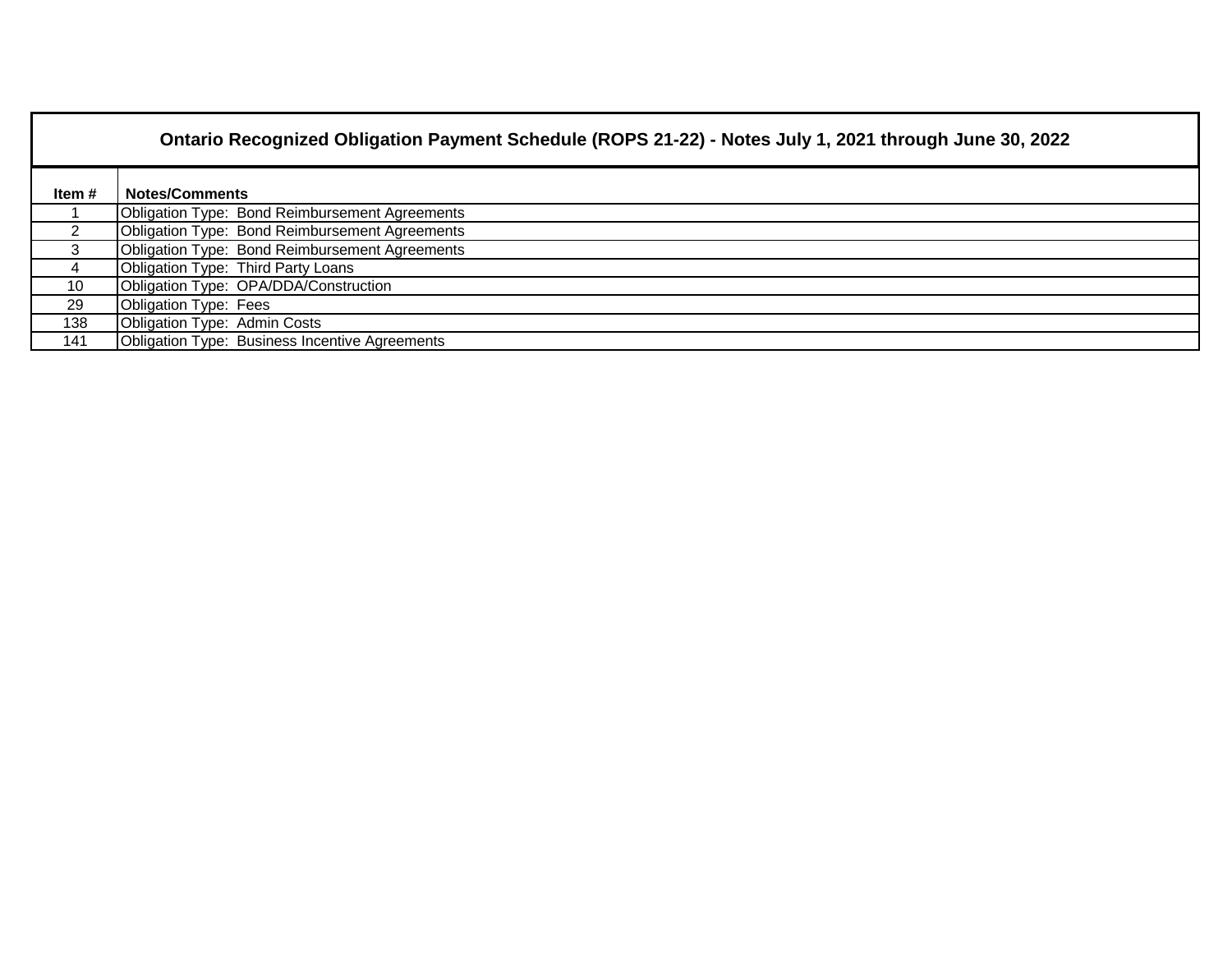## Ontario Recognized Obligation Payment Schedule (ROPS 21-22) - Notes July 1, 2021 through June 30, 2022

| Item # | Notes/Comments |
|---|---|
| 1 | Obligation Type:  Bond Reimbursement Agreements |
| 2 | Obligation Type:  Bond Reimbursement Agreements |
| 3 | Obligation Type:  Bond Reimbursement Agreements |
| 4 | Obligation Type:  Third Party Loans |
| 10 | Obligation Type:  OPA/DDA/Construction |
| 29 | Obligation Type:  Fees |
| 138 | Obligation Type:  Admin Costs |
| 141 | Obligation Type:  Business Incentive Agreements |